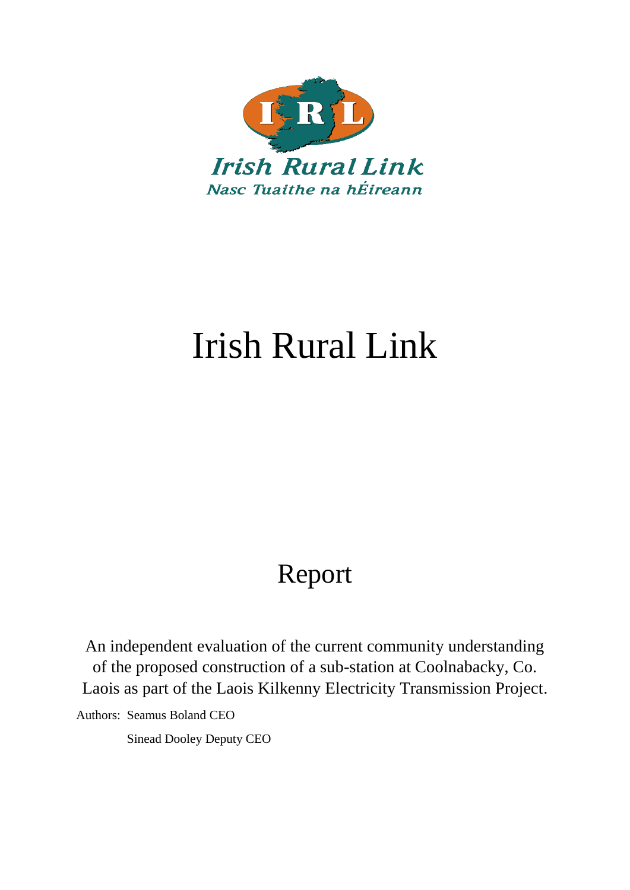Irish Rural Link

Nasc Tuaithe na hÉireann

# Irish Rural Link

## Report

An independent evaluation of the current community understanding of the proposed construction of a sub-station at Coolnabacky, Co. Laois as part of the Laois Kilkenny Electricity Transmission Project.

Authors: Seamus Boland CEO

Sinead Dooley Deputy CEO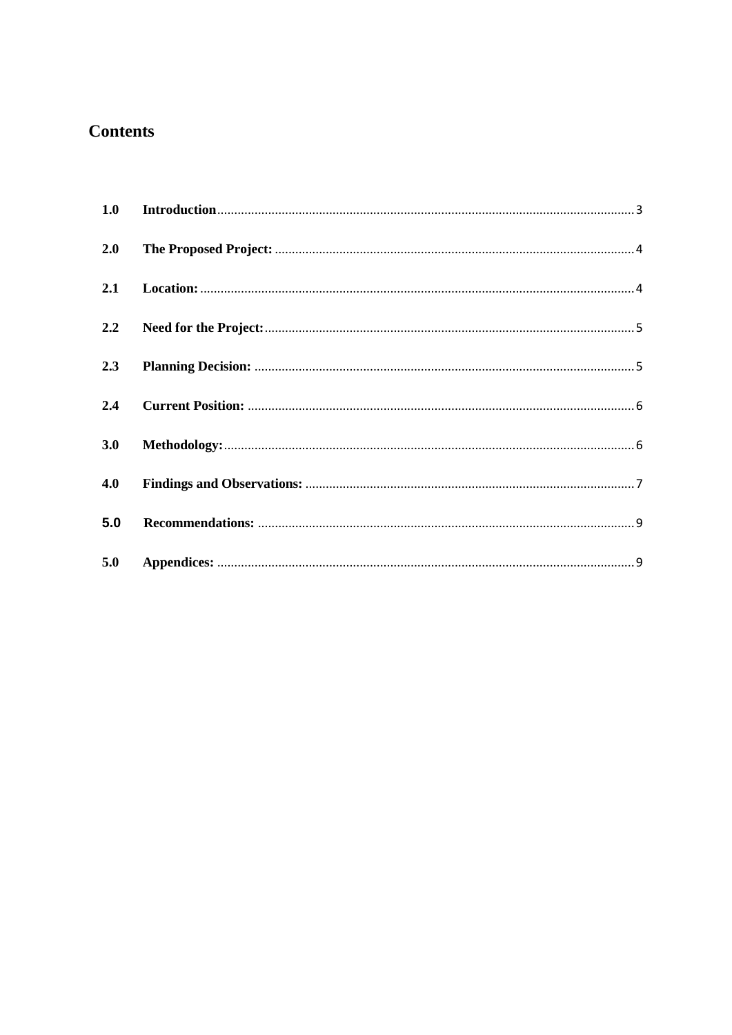# Contents

| | | |
|---|---|---|
| 1.0 | **Introduction** | 3 |
| 2.0 | **The Proposed Project:** | 4 |
| 2.1 | **Location:** | 4 |
| 2.2 | **Need for the Project:** | 5 |
| 2.3 | **Planning Decision:** | 5 |
| 2.4 | **Current Position:** | 6 |
| 3.0 | **Methodology:** | 6 |
| 4.0 | **Findings and Observations:** | 7 |
| 5.0 | **Recommendations:** | 9 |
| 5.0 | **Appendices:** | 9 |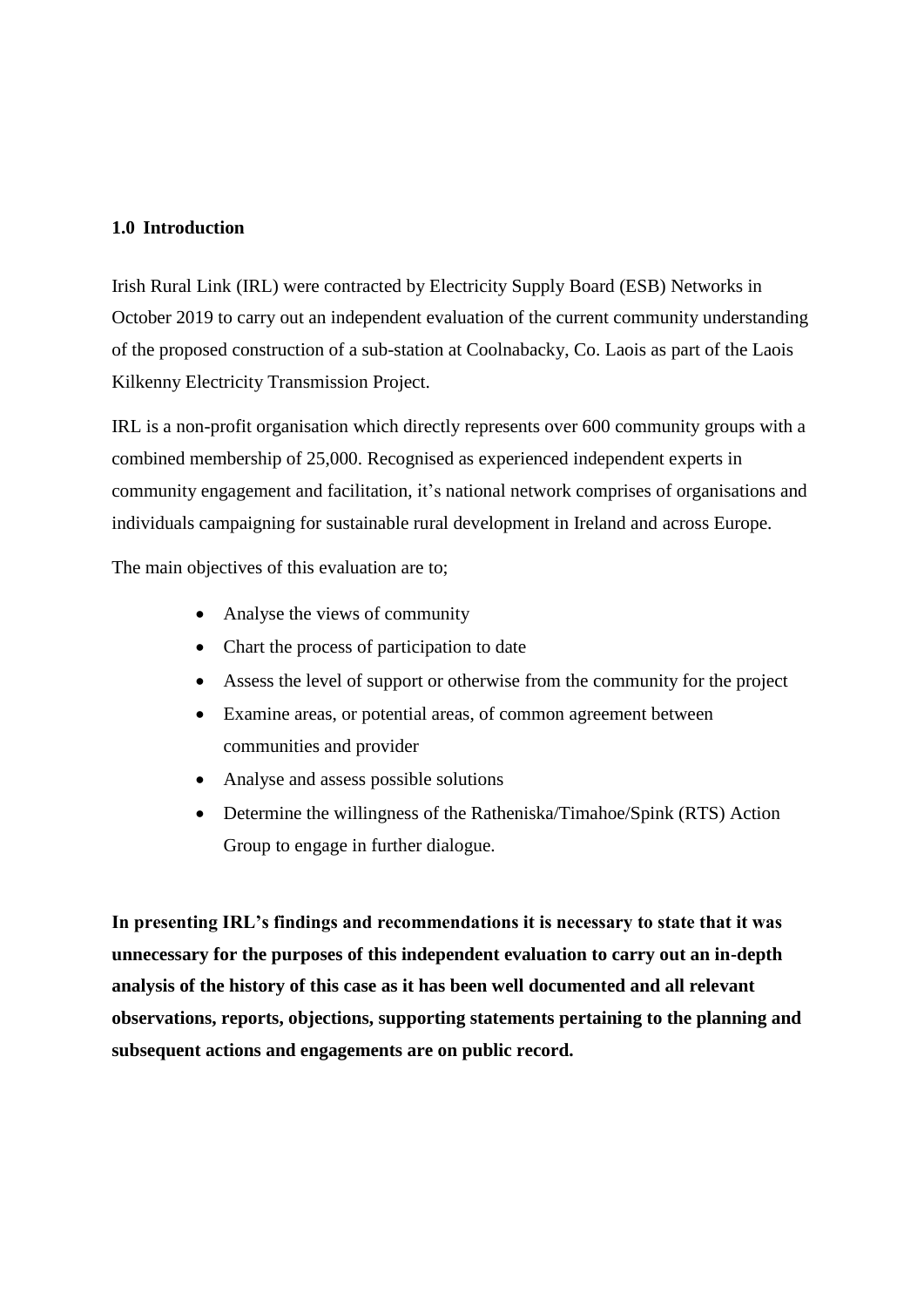## 1.0 Introduction

Irish Rural Link (IRL) were contracted by Electricity Supply Board (ESB) Networks in October 2019 to carry out an independent evaluation of the current community understanding of the proposed construction of a sub-station at Coolnabacky, Co. Laois as part of the Laois Kilkenny Electricity Transmission Project.

IRL is a non-profit organisation which directly represents over 600 community groups with a combined membership of 25,000. Recognised as experienced independent experts in community engagement and facilitation, it's national network comprises of organisations and individuals campaigning for sustainable rural development in Ireland and across Europe.

The main objectives of this evaluation are to;

- Analyse the views of community
- Chart the process of participation to date
- Assess the level of support or otherwise from the community for the project
- Examine areas, or potential areas, of common agreement between communities and provider
- Analyse and assess possible solutions
- Determine the willingness of the Ratheniska/Timahoe/Spink (RTS) Action Group to engage in further dialogue.

**In presenting IRL's findings and recommendations it is necessary to state that it was unnecessary for the purposes of this independent evaluation to carry out an in-depth analysis of the history of this case as it has been well documented and all relevant observations, reports, objections, supporting statements pertaining to the planning and subsequent actions and engagements are on public record.**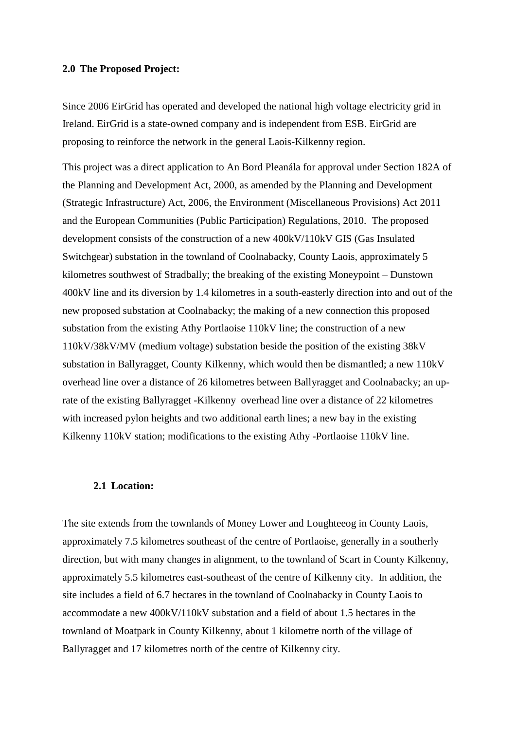## 2.0 The Proposed Project:

Since 2006 EirGrid has operated and developed the national high voltage electricity grid in Ireland. EirGrid is a state-owned company and is independent from ESB. EirGrid are proposing to reinforce the network in the general Laois-Kilkenny region.

This project was a direct application to An Bord Pleanála for approval under Section 182A of the Planning and Development Act, 2000, as amended by the Planning and Development (Strategic Infrastructure) Act, 2006, the Environment (Miscellaneous Provisions) Act 2011 and the European Communities (Public Participation) Regulations, 2010. The proposed development consists of the construction of a new 400kV/110kV GIS (Gas Insulated Switchgear) substation in the townland of Coolnabacky, County Laois, approximately 5 kilometres southwest of Stradbally; the breaking of the existing Moneypoint – Dunstown 400kV line and its diversion by 1.4 kilometres in a south-easterly direction into and out of the new proposed substation at Coolnabacky; the making of a new connection this proposed substation from the existing Athy Portlaoise 110kV line; the construction of a new 110kV/38kV/MV (medium voltage) substation beside the position of the existing 38kV substation in Ballyragget, County Kilkenny, which would then be dismantled; a new 110kV overhead line over a distance of 26 kilometres between Ballyragget and Coolnabacky; an up-rate of the existing Ballyragget -Kilkenny overhead line over a distance of 22 kilometres with increased pylon heights and two additional earth lines; a new bay in the existing Kilkenny 110kV station; modifications to the existing Athy -Portlaoise 110kV line.

### 2.1 Location:

The site extends from the townlands of Money Lower and Loughteeog in County Laois, approximately 7.5 kilometres southeast of the centre of Portlaoise, generally in a southerly direction, but with many changes in alignment, to the townland of Scart in County Kilkenny, approximately 5.5 kilometres east-southeast of the centre of Kilkenny city. In addition, the site includes a field of 6.7 hectares in the townland of Coolnabacky in County Laois to accommodate a new 400kV/110kV substation and a field of about 1.5 hectares in the townland of Moatpark in County Kilkenny, about 1 kilometre north of the village of Ballyragget and 17 kilometres north of the centre of Kilkenny city.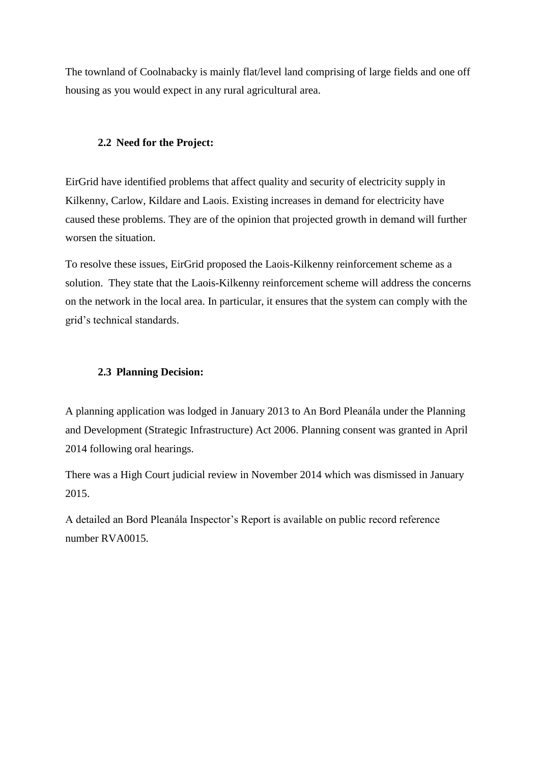The townland of Coolnabacky is mainly flat/level land comprising of large fields and one off housing as you would expect in any rural agricultural area.

### 2.2 Need for the Project:

EirGrid have identified problems that affect quality and security of electricity supply in Kilkenny, Carlow, Kildare and Laois. Existing increases in demand for electricity have caused these problems. They are of the opinion that projected growth in demand will further worsen the situation.

To resolve these issues, EirGrid proposed the Laois-Kilkenny reinforcement scheme as a solution. They state that the Laois-Kilkenny reinforcement scheme will address the concerns on the network in the local area. In particular, it ensures that the system can comply with the grid's technical standards.

### 2.3 Planning Decision:

A planning application was lodged in January 2013 to An Bord Pleanála under the Planning and Development (Strategic Infrastructure) Act 2006. Planning consent was granted in April 2014 following oral hearings.

There was a High Court judicial review in November 2014 which was dismissed in January 2015.

A detailed an Bord Pleanála Inspector's Report is available on public record reference number RVA0015.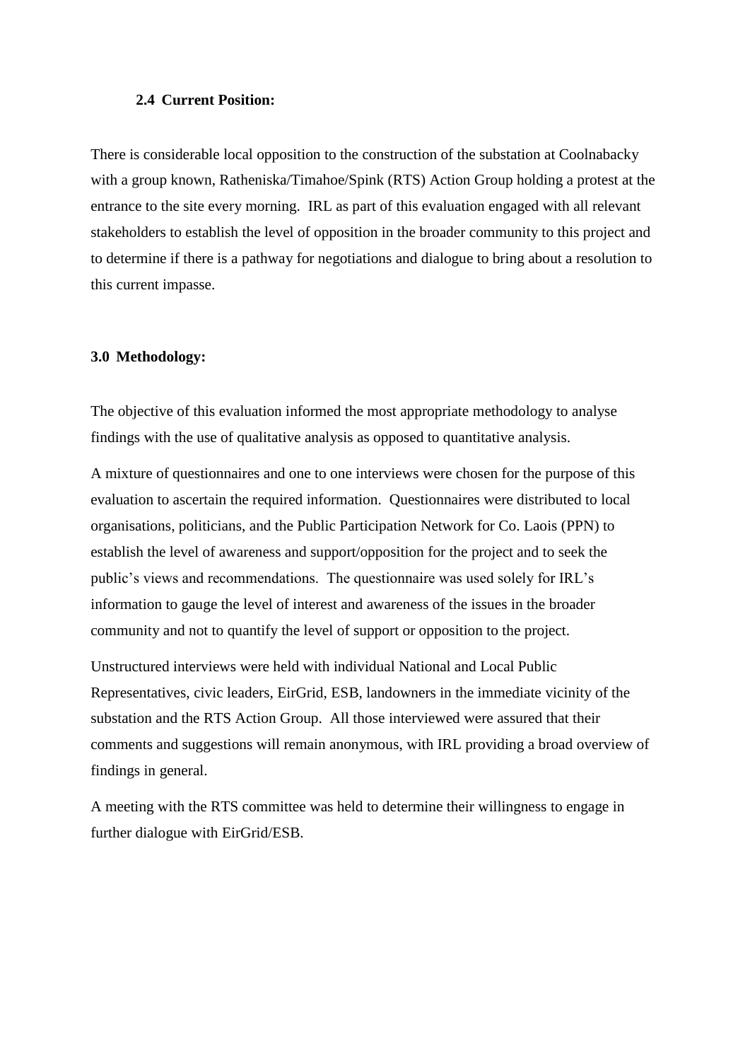### 2.4 Current Position:

There is considerable local opposition to the construction of the substation at Coolnabacky with a group known, Ratheniska/Timahoe/Spink (RTS) Action Group holding a protest at the entrance to the site every morning. IRL as part of this evaluation engaged with all relevant stakeholders to establish the level of opposition in the broader community to this project and to determine if there is a pathway for negotiations and dialogue to bring about a resolution to this current impasse.

## 3.0 Methodology:

The objective of this evaluation informed the most appropriate methodology to analyse findings with the use of qualitative analysis as opposed to quantitative analysis.

A mixture of questionnaires and one to one interviews were chosen for the purpose of this evaluation to ascertain the required information. Questionnaires were distributed to local organisations, politicians, and the Public Participation Network for Co. Laois (PPN) to establish the level of awareness and support/opposition for the project and to seek the public's views and recommendations. The questionnaire was used solely for IRL's information to gauge the level of interest and awareness of the issues in the broader community and not to quantify the level of support or opposition to the project.

Unstructured interviews were held with individual National and Local Public Representatives, civic leaders, EirGrid, ESB, landowners in the immediate vicinity of the substation and the RTS Action Group. All those interviewed were assured that their comments and suggestions will remain anonymous, with IRL providing a broad overview of findings in general.

A meeting with the RTS committee was held to determine their willingness to engage in further dialogue with EirGrid/ESB.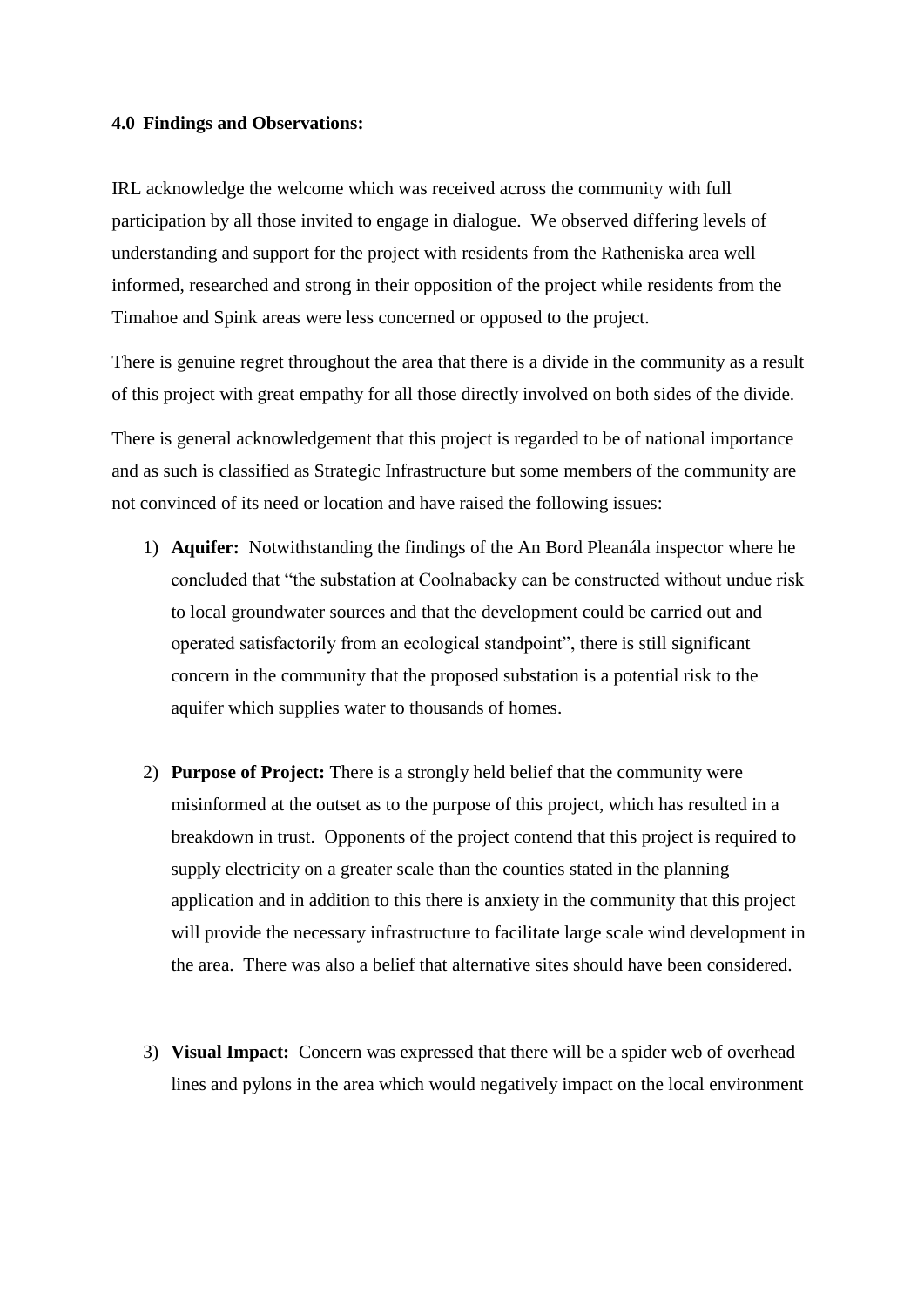#### 4.0 Findings and Observations:

IRL acknowledge the welcome which was received across the community with full participation by all those invited to engage in dialogue. We observed differing levels of understanding and support for the project with residents from the Ratheniska area well informed, researched and strong in their opposition of the project while residents from the Timahoe and Spink areas were less concerned or opposed to the project.

There is genuine regret throughout the area that there is a divide in the community as a result of this project with great empathy for all those directly involved on both sides of the divide.

There is general acknowledgement that this project is regarded to be of national importance and as such is classified as Strategic Infrastructure but some members of the community are not convinced of its need or location and have raised the following issues:

1) **Aquifer:** Notwithstanding the findings of the An Bord Pleanála inspector where he concluded that "the substation at Coolnabacky can be constructed without undue risk to local groundwater sources and that the development could be carried out and operated satisfactorily from an ecological standpoint", there is still significant concern in the community that the proposed substation is a potential risk to the aquifer which supplies water to thousands of homes.

2) **Purpose of Project:** There is a strongly held belief that the community were misinformed at the outset as to the purpose of this project, which has resulted in a breakdown in trust. Opponents of the project contend that this project is required to supply electricity on a greater scale than the counties stated in the planning application and in addition to this there is anxiety in the community that this project will provide the necessary infrastructure to facilitate large scale wind development in the area. There was also a belief that alternative sites should have been considered.

3) **Visual Impact:** Concern was expressed that there will be a spider web of overhead lines and pylons in the area which would negatively impact on the local environment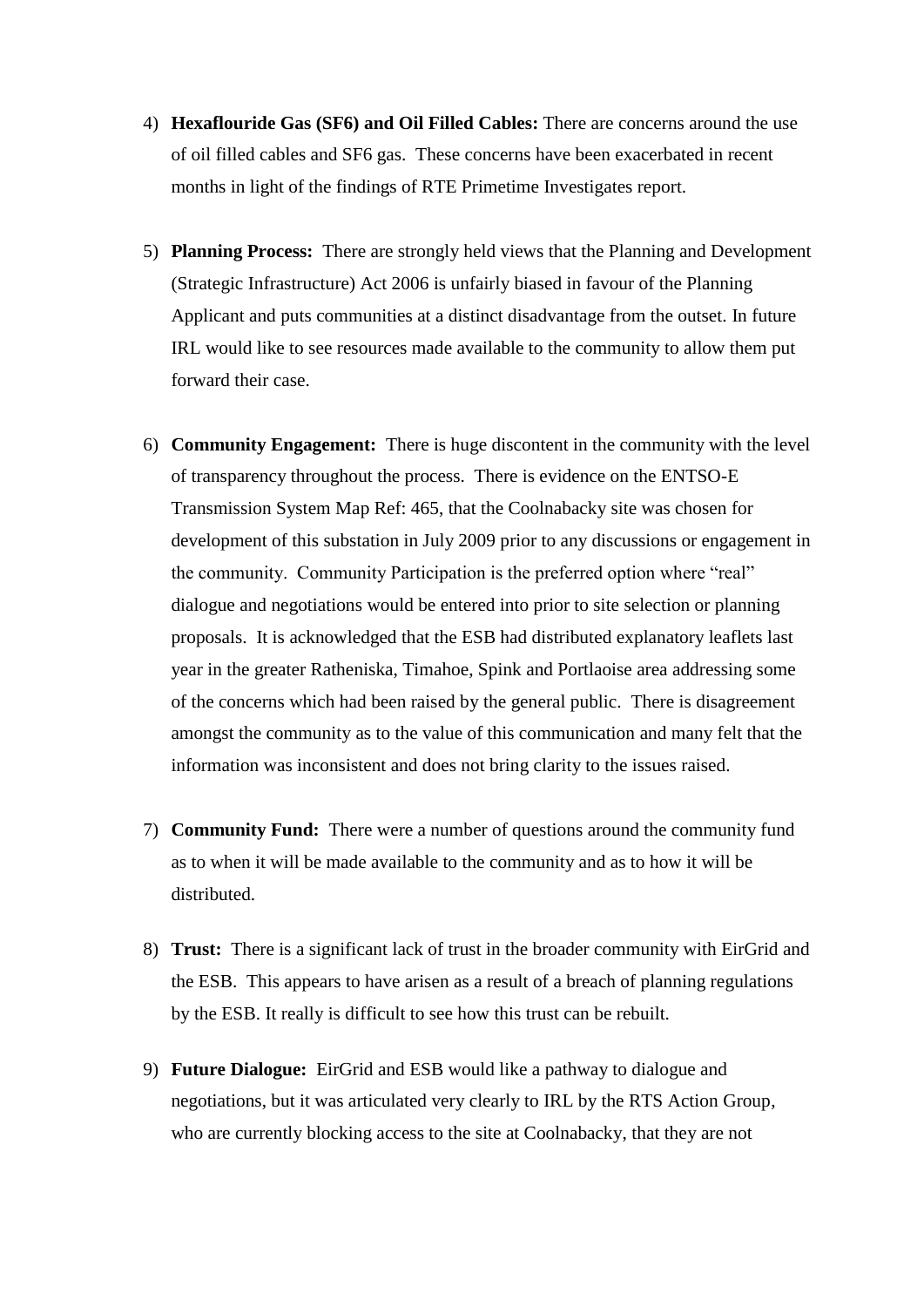4) **Hexaflouride Gas (SF6) and Oil Filled Cables:** There are concerns around the use of oil filled cables and SF6 gas. These concerns have been exacerbated in recent months in light of the findings of RTE Primetime Investigates report.

5) **Planning Process:** There are strongly held views that the Planning and Development (Strategic Infrastructure) Act 2006 is unfairly biased in favour of the Planning Applicant and puts communities at a distinct disadvantage from the outset. In future IRL would like to see resources made available to the community to allow them put forward their case.

6) **Community Engagement:** There is huge discontent in the community with the level of transparency throughout the process. There is evidence on the ENTSO-E Transmission System Map Ref: 465, that the Coolnabacky site was chosen for development of this substation in July 2009 prior to any discussions or engagement in the community. Community Participation is the preferred option where "real" dialogue and negotiations would be entered into prior to site selection or planning proposals. It is acknowledged that the ESB had distributed explanatory leaflets last year in the greater Ratheniska, Timahoe, Spink and Portlaoise area addressing some of the concerns which had been raised by the general public. There is disagreement amongst the community as to the value of this communication and many felt that the information was inconsistent and does not bring clarity to the issues raised.

7) **Community Fund:** There were a number of questions around the community fund as to when it will be made available to the community and as to how it will be distributed.

8) **Trust:** There is a significant lack of trust in the broader community with EirGrid and the ESB. This appears to have arisen as a result of a breach of planning regulations by the ESB. It really is difficult to see how this trust can be rebuilt.

9) **Future Dialogue:** EirGrid and ESB would like a pathway to dialogue and negotiations, but it was articulated very clearly to IRL by the RTS Action Group, who are currently blocking access to the site at Coolnabacky, that they are not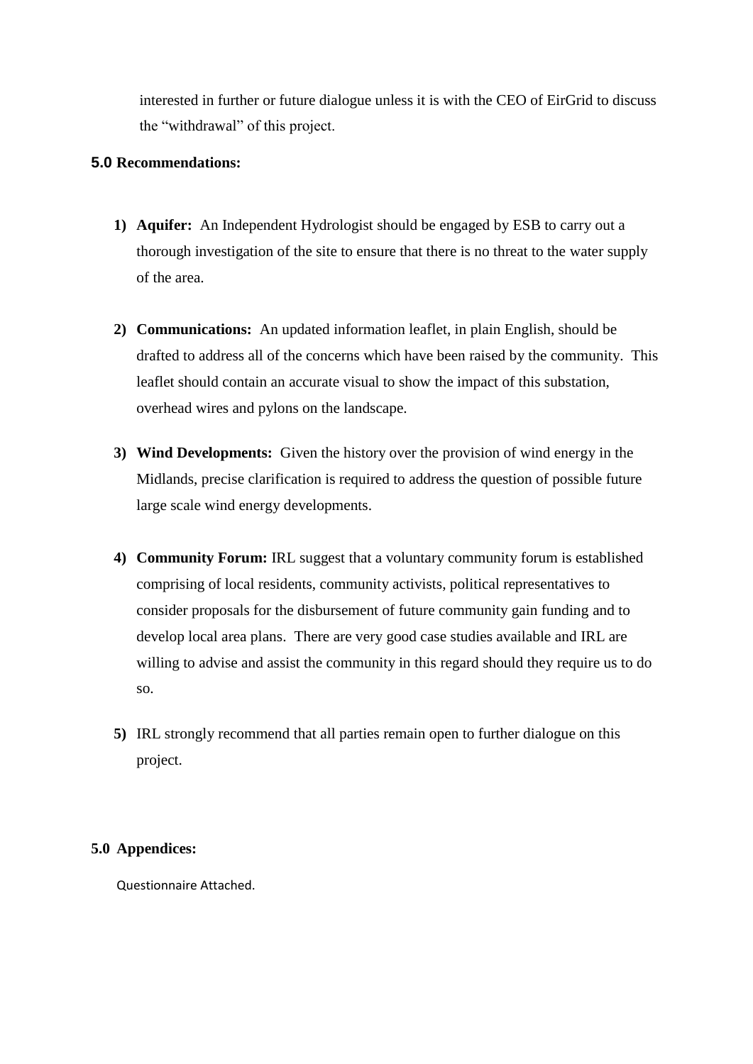interested in further or future dialogue unless it is with the CEO of EirGrid to discuss the "withdrawal" of this project.

## 5.0 Recommendations:

1) **Aquifer:** An Independent Hydrologist should be engaged by ESB to carry out a thorough investigation of the site to ensure that there is no threat to the water supply of the area.

2) **Communications:** An updated information leaflet, in plain English, should be drafted to address all of the concerns which have been raised by the community. This leaflet should contain an accurate visual to show the impact of this substation, overhead wires and pylons on the landscape.

3) **Wind Developments:** Given the history over the provision of wind energy in the Midlands, precise clarification is required to address the question of possible future large scale wind energy developments.

4) **Community Forum:** IRL suggest that a voluntary community forum is established comprising of local residents, community activists, political representatives to consider proposals for the disbursement of future community gain funding and to develop local area plans. There are very good case studies available and IRL are willing to advise and assist the community in this regard should they require us to do so.

5) IRL strongly recommend that all parties remain open to further dialogue on this project.

## 5.0 Appendices:

Questionnaire Attached.